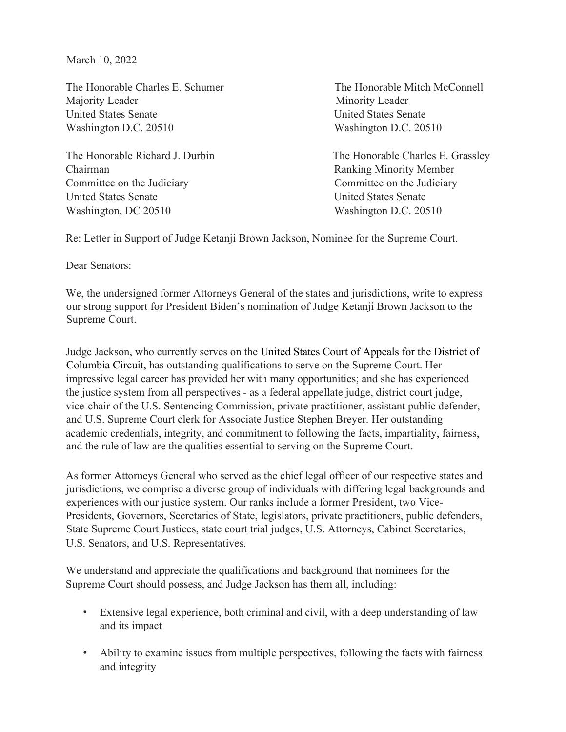March 10, 2022

The Honorable Charles E. Schumer
Majority Leader
United States Senate
Washington D.C. 20510

The Honorable Mitch McConnell
Minority Leader
United States Senate
Washington D.C. 20510

The Honorable Richard J. Durbin
Chairman
Committee on the Judiciary
United States Senate
Washington, DC 20510

The Honorable Charles E. Grassley
Ranking Minority Member
Committee on the Judiciary
United States Senate
Washington D.C. 20510

Re: Letter in Support of Judge Ketanji Brown Jackson, Nominee for the Supreme Court.

Dear Senators:

We, the undersigned former Attorneys General of the states and jurisdictions, write to express our strong support for President Biden's nomination of Judge Ketanji Brown Jackson to the Supreme Court.

Judge Jackson, who currently serves on the United States Court of Appeals for the District of Columbia Circuit, has outstanding qualifications to serve on the Supreme Court. Her impressive legal career has provided her with many opportunities; and she has experienced the justice system from all perspectives - as a federal appellate judge, district court judge, vice-chair of the U.S. Sentencing Commission, private practitioner, assistant public defender, and U.S. Supreme Court clerk for Associate Justice Stephen Breyer. Her outstanding academic credentials, integrity, and commitment to following the facts, impartiality, fairness, and the rule of law are the qualities essential to serving on the Supreme Court.

As former Attorneys General who served as the chief legal officer of our respective states and jurisdictions, we comprise a diverse group of individuals with differing legal backgrounds and experiences with our justice system. Our ranks include a former President, two Vice-Presidents, Governors, Secretaries of State, legislators, private practitioners, public defenders, State Supreme Court Justices, state court trial judges, U.S. Attorneys, Cabinet Secretaries, U.S. Senators, and U.S. Representatives.

We understand and appreciate the qualifications and background that nominees for the Supreme Court should possess, and Judge Jackson has them all, including:

- Extensive legal experience, both criminal and civil, with a deep understanding of law and its impact

- Ability to examine issues from multiple perspectives, following the facts with fairness and integrity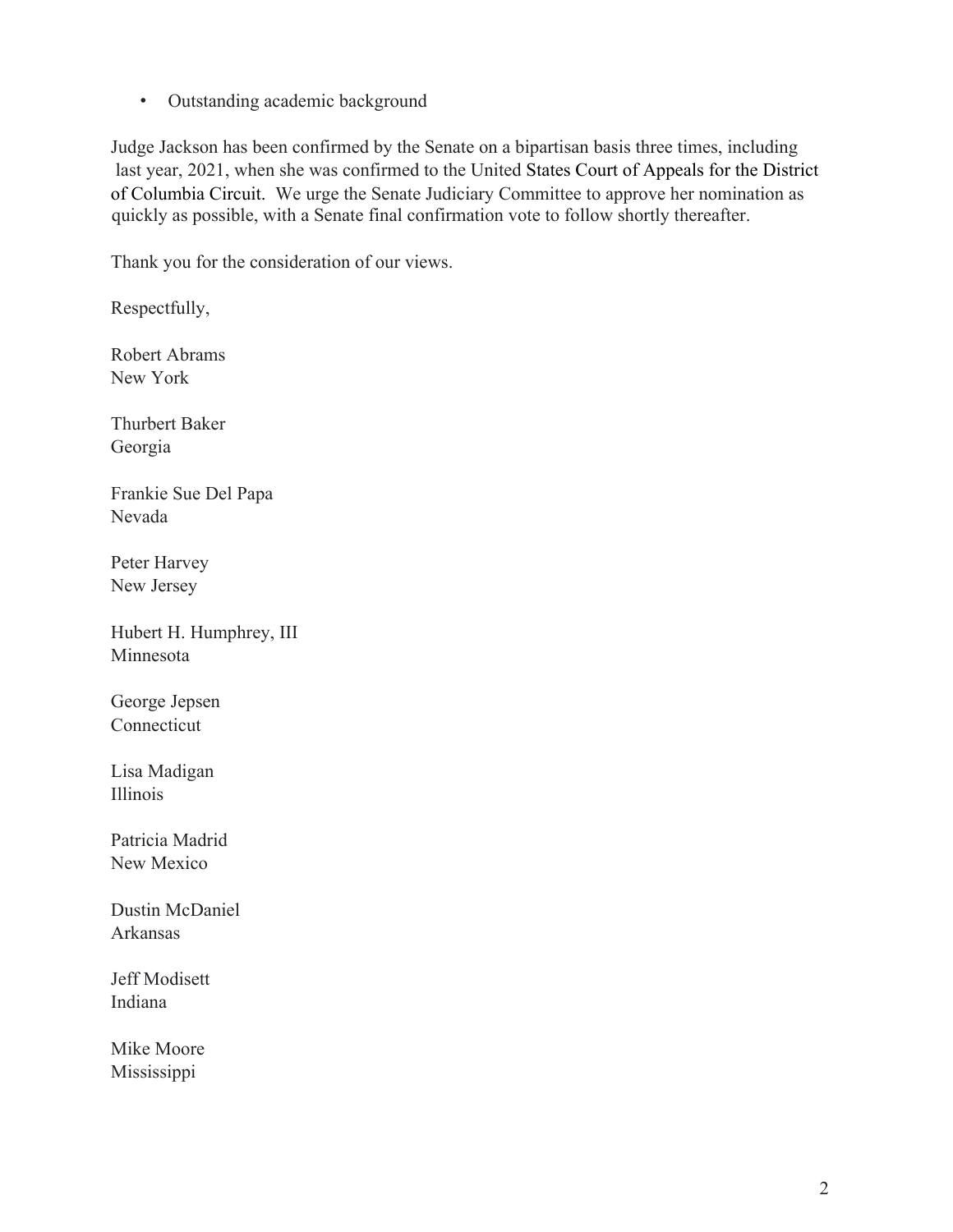- Outstanding academic background

Judge Jackson has been confirmed by the Senate on a bipartisan basis three times, including last year, 2021, when she was confirmed to the United States Court of Appeals for the District of Columbia Circuit. We urge the Senate Judiciary Committee to approve her nomination as quickly as possible, with a Senate final confirmation vote to follow shortly thereafter.

Thank you for the consideration of our views.

Respectfully,

Robert Abrams
New York

Thurbert Baker
Georgia

Frankie Sue Del Papa
Nevada

Peter Harvey
New Jersey

Hubert H. Humphrey, III
Minnesota

George Jepsen
Connecticut

Lisa Madigan
Illinois

Patricia Madrid
New Mexico

Dustin McDaniel
Arkansas

Jeff Modisett
Indiana

Mike Moore
Mississippi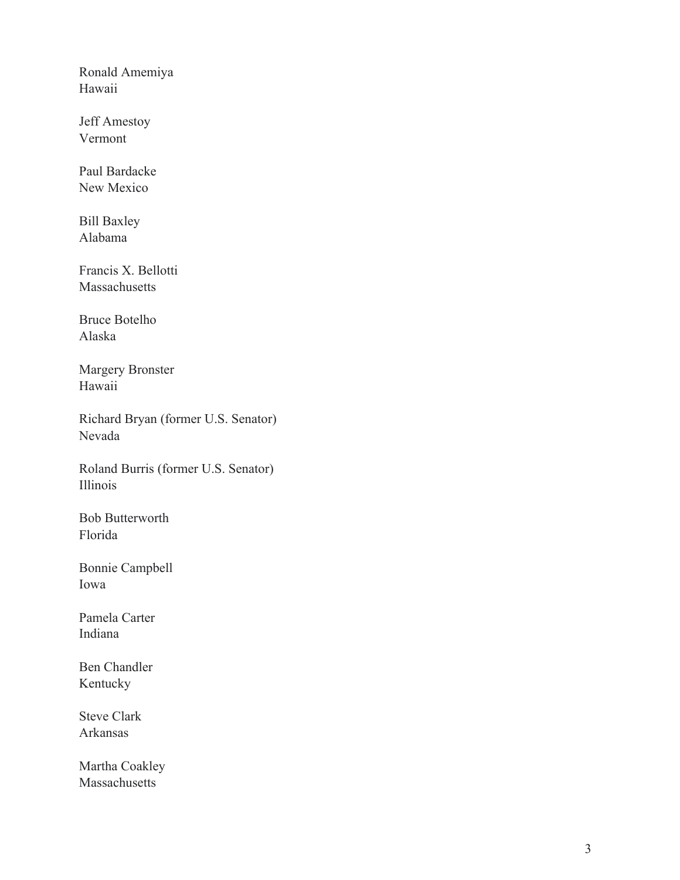Ronald Amemiya
Hawaii

Jeff Amestoy
Vermont

Paul Bardacke
New Mexico

Bill Baxley
Alabama

Francis X. Bellotti
Massachusetts

Bruce Botelho
Alaska

Margery Bronster
Hawaii

Richard Bryan (former U.S. Senator)
Nevada

Roland Burris (former U.S. Senator)
Illinois

Bob Butterworth
Florida

Bonnie Campbell
Iowa

Pamela Carter
Indiana

Ben Chandler
Kentucky

Steve Clark
Arkansas

Martha Coakley
Massachusetts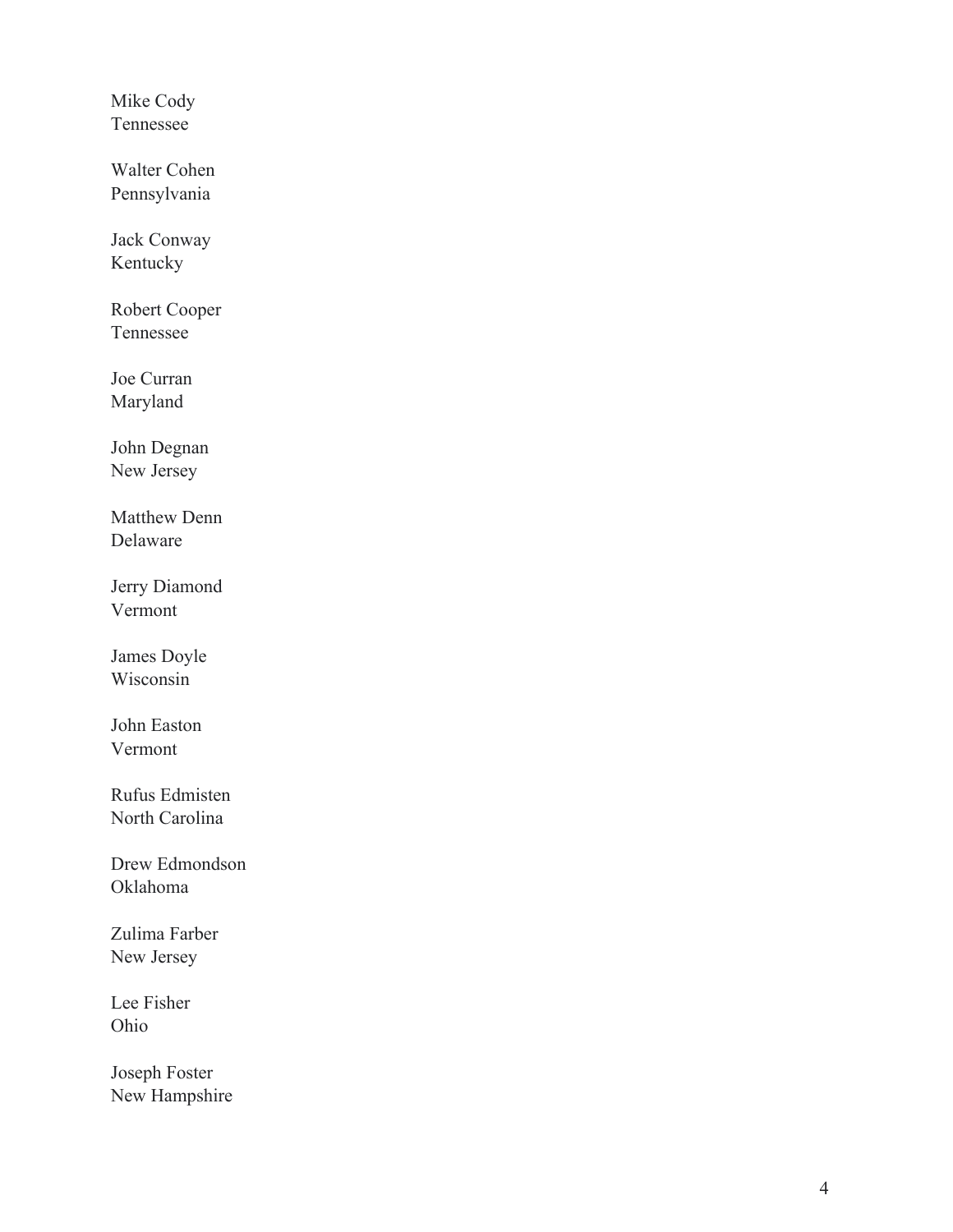Mike Cody
Tennessee

Walter Cohen
Pennsylvania

Jack Conway
Kentucky

Robert Cooper
Tennessee

Joe Curran
Maryland

John Degnan
New Jersey

Matthew Denn
Delaware

Jerry Diamond
Vermont

James Doyle
Wisconsin

John Easton
Vermont

Rufus Edmisten
North Carolina

Drew Edmondson
Oklahoma

Zulima Farber
New Jersey

Lee Fisher
Ohio

Joseph Foster
New Hampshire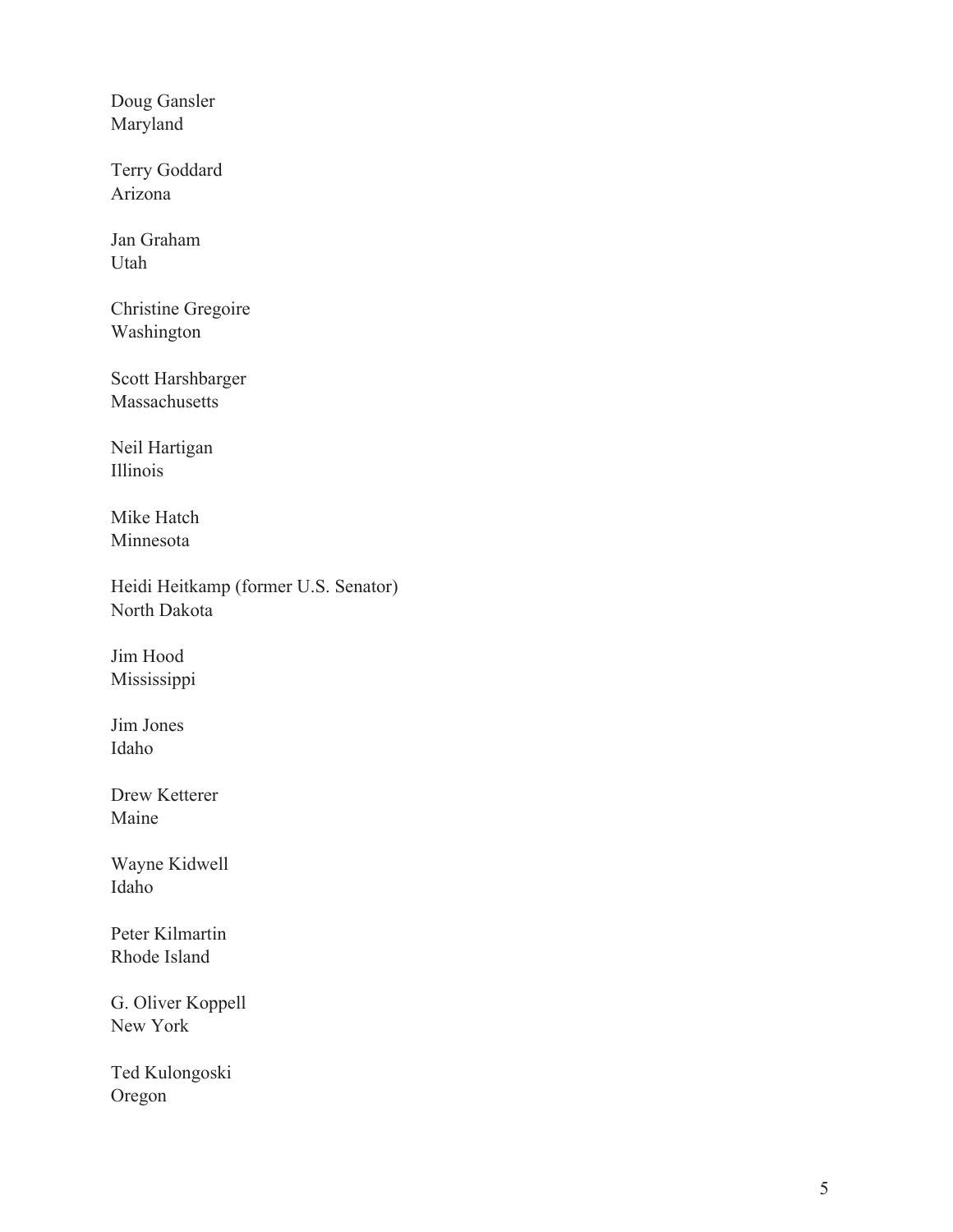Doug Gansler
Maryland

Terry Goddard
Arizona

Jan Graham
Utah

Christine Gregoire
Washington

Scott Harshbarger
Massachusetts

Neil Hartigan
Illinois

Mike Hatch
Minnesota

Heidi Heitkamp (former U.S. Senator)
North Dakota

Jim Hood
Mississippi

Jim Jones
Idaho

Drew Ketterer
Maine

Wayne Kidwell
Idaho

Peter Kilmartin
Rhode Island

G. Oliver Koppell
New York

Ted Kulongoski
Oregon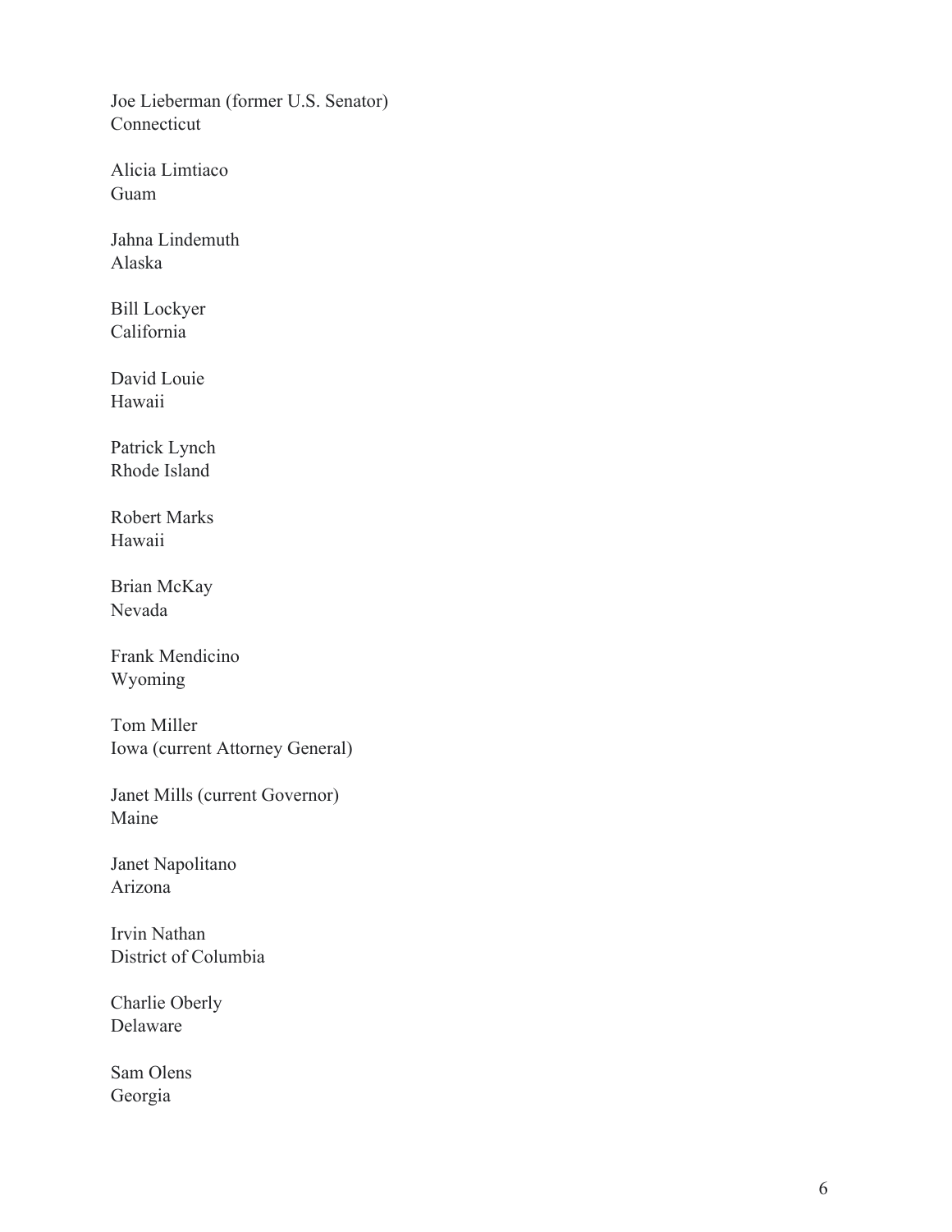Joe Lieberman (former U.S. Senator)
Connecticut

Alicia Limtiaco
Guam

Jahna Lindemuth
Alaska

Bill Lockyer
California

David Louie
Hawaii

Patrick Lynch
Rhode Island

Robert Marks
Hawaii

Brian McKay
Nevada

Frank Mendicino
Wyoming

Tom Miller
Iowa (current Attorney General)

Janet Mills (current Governor)
Maine

Janet Napolitano
Arizona

Irvin Nathan
District of Columbia

Charlie Oberly
Delaware

Sam Olens
Georgia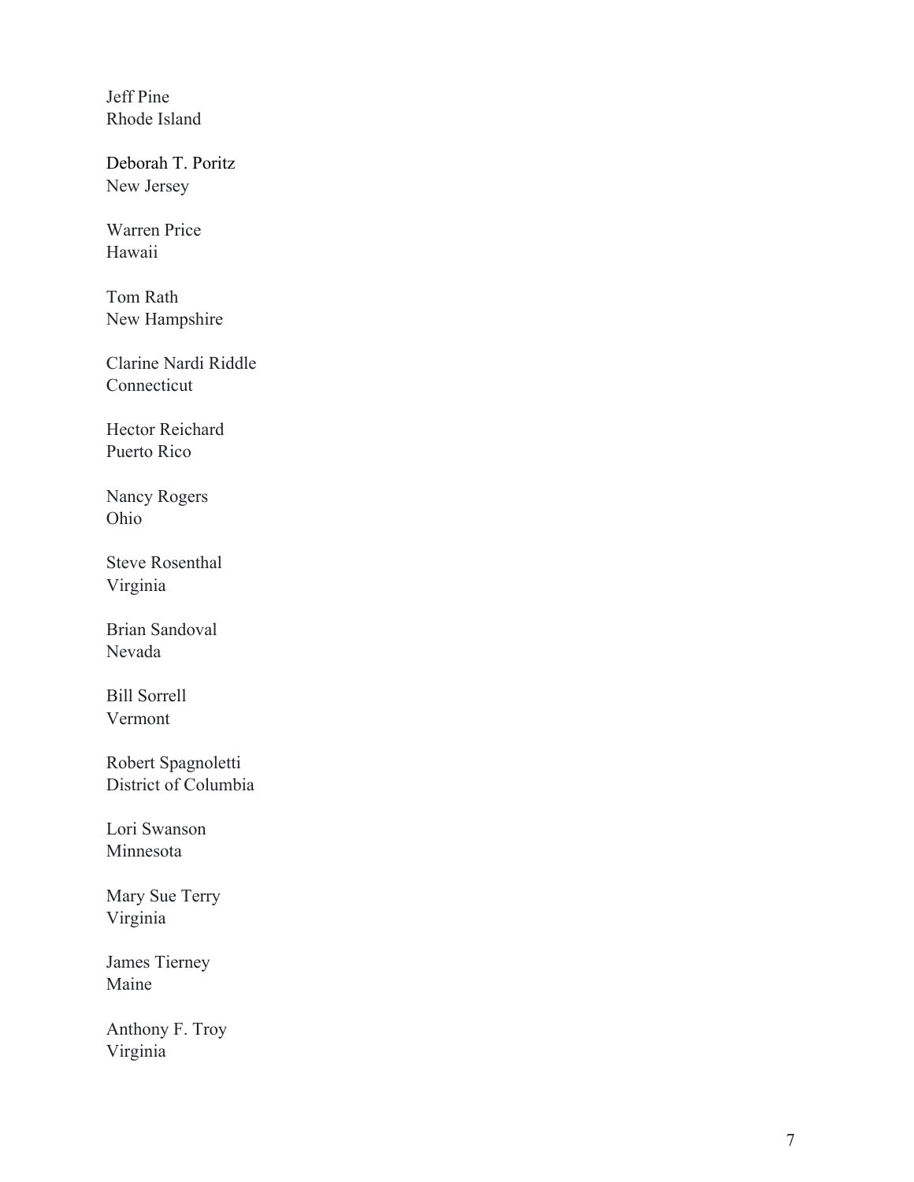Jeff Pine
Rhode Island

Deborah T. Poritz
New Jersey

Warren Price
Hawaii

Tom Rath
New Hampshire

Clarine Nardi Riddle
Connecticut

Hector Reichard
Puerto Rico

Nancy Rogers
Ohio

Steve Rosenthal
Virginia

Brian Sandoval
Nevada

Bill Sorrell
Vermont

Robert Spagnoletti
District of Columbia

Lori Swanson
Minnesota

Mary Sue Terry
Virginia

James Tierney
Maine

Anthony F. Troy
Virginia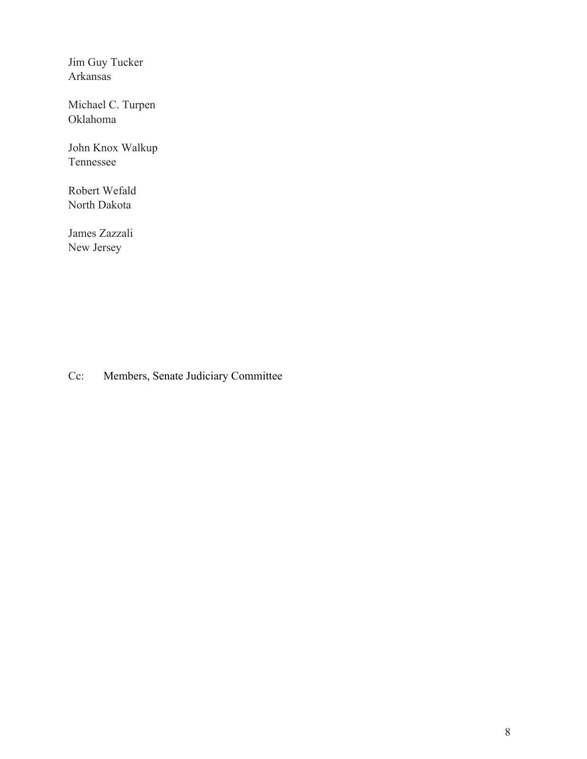Jim Guy Tucker
Arkansas

Michael C. Turpen
Oklahoma

John Knox Walkup
Tennessee

Robert Wefald
North Dakota

James Zazzali
New Jersey

Cc: Members, Senate Judiciary Committee